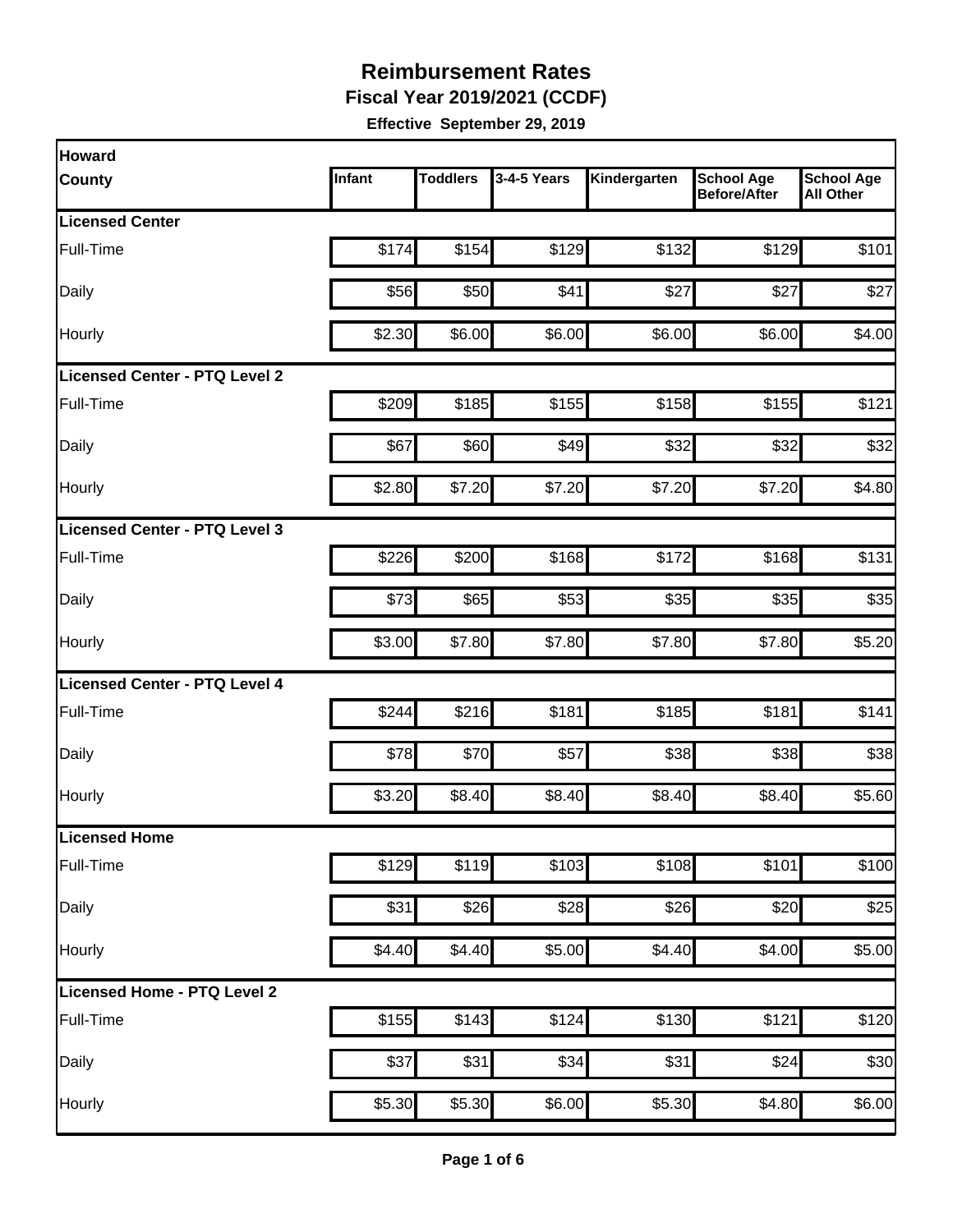# Reimbursement Rates

**Fiscal Year 2019/2021 (CCDF)**

**Effective September 29, 2019**

| Howard County | Infant | Toddlers | 3-4-5 Years | Kindergarten | School Age Before/After | School Age All Other |
|---|---|---|---|---|---|---|
| **Licensed Center** | | | | | | |
| Full-Time | $174 | $154 | $129 | $132 | $129 | $101 |
| Daily | $56 | $50 | $41 | $27 | $27 | $27 |
| Hourly | $2.30 | $6.00 | $6.00 | $6.00 | $6.00 | $4.00 |
| **Licensed Center - PTQ Level 2** | | | | | | |
| Full-Time | $209 | $185 | $155 | $158 | $155 | $121 |
| Daily | $67 | $60 | $49 | $32 | $32 | $32 |
| Hourly | $2.80 | $7.20 | $7.20 | $7.20 | $7.20 | $4.80 |
| **Licensed Center - PTQ Level 3** | | | | | | |
| Full-Time | $226 | $200 | $168 | $172 | $168 | $131 |
| Daily | $73 | $65 | $53 | $35 | $35 | $35 |
| Hourly | $3.00 | $7.80 | $7.80 | $7.80 | $7.80 | $5.20 |
| **Licensed Center - PTQ Level 4** | | | | | | |
| Full-Time | $244 | $216 | $181 | $185 | $181 | $141 |
| Daily | $78 | $70 | $57 | $38 | $38 | $38 |
| Hourly | $3.20 | $8.40 | $8.40 | $8.40 | $8.40 | $5.60 |
| **Licensed Home** | | | | | | |
| Full-Time | $129 | $119 | $103 | $108 | $101 | $100 |
| Daily | $31 | $26 | $28 | $26 | $20 | $25 |
| Hourly | $4.40 | $4.40 | $5.00 | $4.40 | $4.00 | $5.00 |
| **Licensed Home - PTQ Level 2** | | | | | | |
| Full-Time | $155 | $143 | $124 | $130 | $121 | $120 |
| Daily | $37 | $31 | $34 | $31 | $24 | $30 |
| Hourly | $5.30 | $5.30 | $6.00 | $5.30 | $4.80 | $6.00 |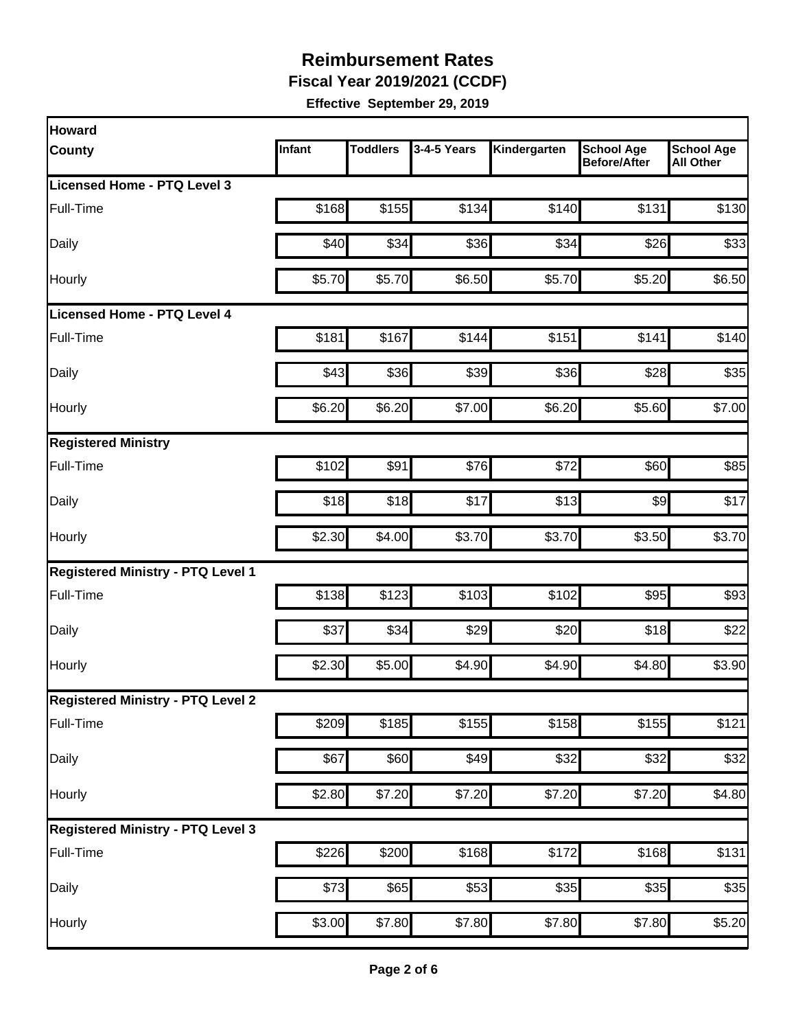# Reimbursement Rates

**Fiscal Year 2019/2021 (CCDF)**

**Effective September 29, 2019**

| Howard County | Infant | Toddlers | 3-4-5 Years | Kindergarten | School Age Before/After | School Age All Other |
|---|---|---|---|---|---|---|
| **Licensed Home - PTQ Level 3** | | | | | | |
| Full-Time | $168 | $155 | $134 | $140 | $131 | $130 |
| Daily | $40 | $34 | $36 | $34 | $26 | $33 |
| Hourly | $5.70 | $5.70 | $6.50 | $5.70 | $5.20 | $6.50 |
| **Licensed Home - PTQ Level 4** | | | | | | |
| Full-Time | $181 | $167 | $144 | $151 | $141 | $140 |
| Daily | $43 | $36 | $39 | $36 | $28 | $35 |
| Hourly | $6.20 | $6.20 | $7.00 | $6.20 | $5.60 | $7.00 |
| **Registered Ministry** | | | | | | |
| Full-Time | $102 | $91 | $76 | $72 | $60 | $85 |
| Daily | $18 | $18 | $17 | $13 | $9 | $17 |
| Hourly | $2.30 | $4.00 | $3.70 | $3.70 | $3.50 | $3.70 |
| **Registered Ministry - PTQ Level 1** | | | | | | |
| Full-Time | $138 | $123 | $103 | $102 | $95 | $93 |
| Daily | $37 | $34 | $29 | $20 | $18 | $22 |
| Hourly | $2.30 | $5.00 | $4.90 | $4.90 | $4.80 | $3.90 |
| **Registered Ministry - PTQ Level 2** | | | | | | |
| Full-Time | $209 | $185 | $155 | $158 | $155 | $121 |
| Daily | $67 | $60 | $49 | $32 | $32 | $32 |
| Hourly | $2.80 | $7.20 | $7.20 | $7.20 | $7.20 | $4.80 |
| **Registered Ministry - PTQ Level 3** | | | | | | |
| Full-Time | $226 | $200 | $168 | $172 | $168 | $131 |
| Daily | $73 | $65 | $53 | $35 | $35 | $35 |
| Hourly | $3.00 | $7.80 | $7.80 | $7.80 | $7.80 | $5.20 |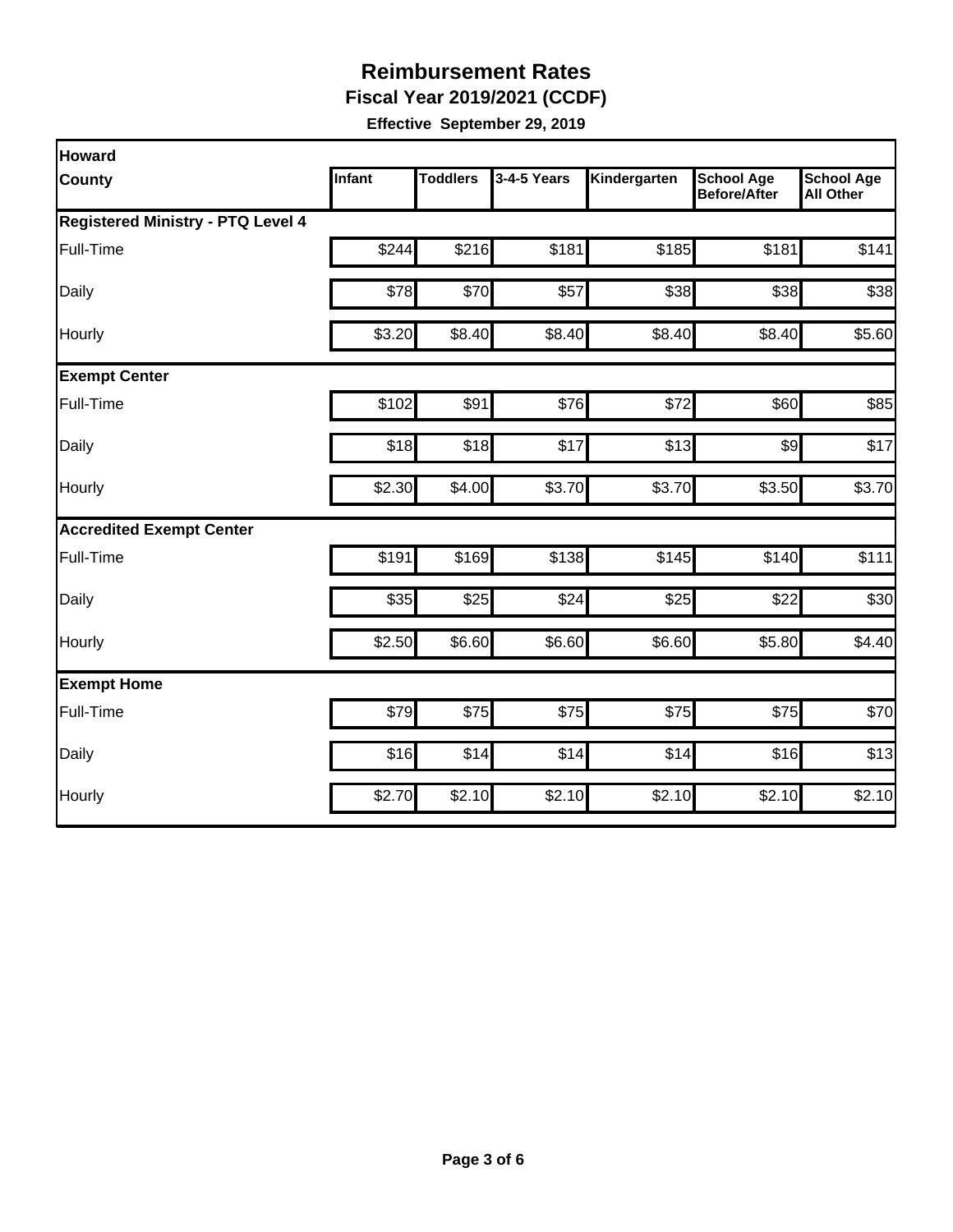# Reimbursement Rates

**Fiscal Year 2019/2021 (CCDF)**

**Effective September 29, 2019**

| Howard County | Infant | Toddlers | 3-4-5 Years | Kindergarten | School Age Before/After | School Age All Other |
|---|---|---|---|---|---|---|
| **Registered Ministry - PTQ Level 4** | | | | | | |
| Full-Time | $244 | $216 | $181 | $185 | $181 | $141 |
| Daily | $78 | $70 | $57 | $38 | $38 | $38 |
| Hourly | $3.20 | $8.40 | $8.40 | $8.40 | $8.40 | $5.60 |
| **Exempt Center** | | | | | | |
| Full-Time | $102 | $91 | $76 | $72 | $60 | $85 |
| Daily | $18 | $18 | $17 | $13 | $9 | $17 |
| Hourly | $2.30 | $4.00 | $3.70 | $3.70 | $3.50 | $3.70 |
| **Accredited Exempt Center** | | | | | | |
| Full-Time | $191 | $169 | $138 | $145 | $140 | $111 |
| Daily | $35 | $25 | $24 | $25 | $22 | $30 |
| Hourly | $2.50 | $6.60 | $6.60 | $6.60 | $5.80 | $4.40 |
| **Exempt Home** | | | | | | |
| Full-Time | $79 | $75 | $75 | $75 | $75 | $70 |
| Daily | $16 | $14 | $14 | $14 | $16 | $13 |
| Hourly | $2.70 | $2.10 | $2.10 | $2.10 | $2.10 | $2.10 |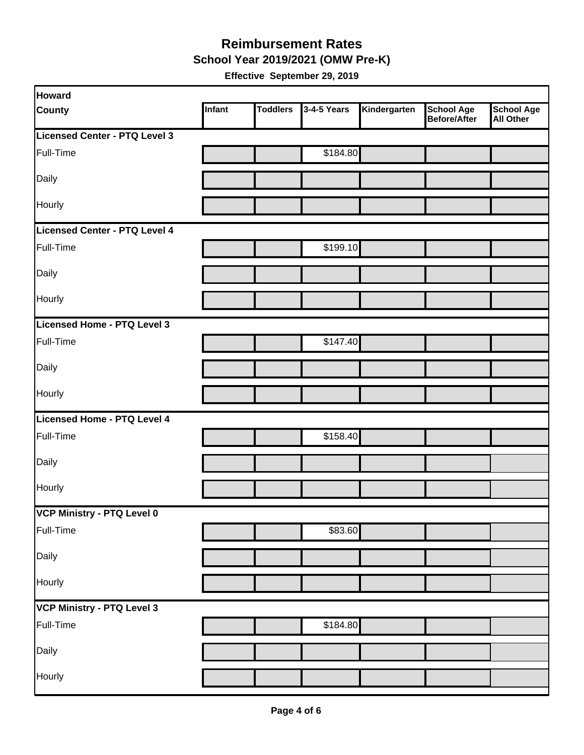# Reimbursement Rates

## School Year 2019/2021 (OMW Pre-K)

**Effective September 29, 2019**

| Howard County | Infant | Toddlers | 3-4-5 Years | Kindergarten | School Age Before/After | School Age All Other |
|---|---|---|---|---|---|---|
| **Licensed Center - PTQ Level 3** | | | | | | |
| Full-Time | | | $184.80 | | | |
| Daily | | | | | | |
| Hourly | | | | | | |
| **Licensed Center - PTQ Level 4** | | | | | | |
| Full-Time | | | $199.10 | | | |
| Daily | | | | | | |
| Hourly | | | | | | |
| **Licensed Home - PTQ Level 3** | | | | | | |
| Full-Time | | | $147.40 | | | |
| Daily | | | | | | |
| Hourly | | | | | | |
| **Licensed Home - PTQ Level 4** | | | | | | |
| Full-Time | | | $158.40 | | | |
| Daily | | | | | | |
| Hourly | | | | | | |
| **VCP Ministry - PTQ Level 0** | | | | | | |
| Full-Time | | | $83.60 | | | |
| Daily | | | | | | |
| Hourly | | | | | | |
| **VCP Ministry - PTQ Level 3** | | | | | | |
| Full-Time | | | $184.80 | | | |
| Daily | | | | | | |
| Hourly | | | | | | |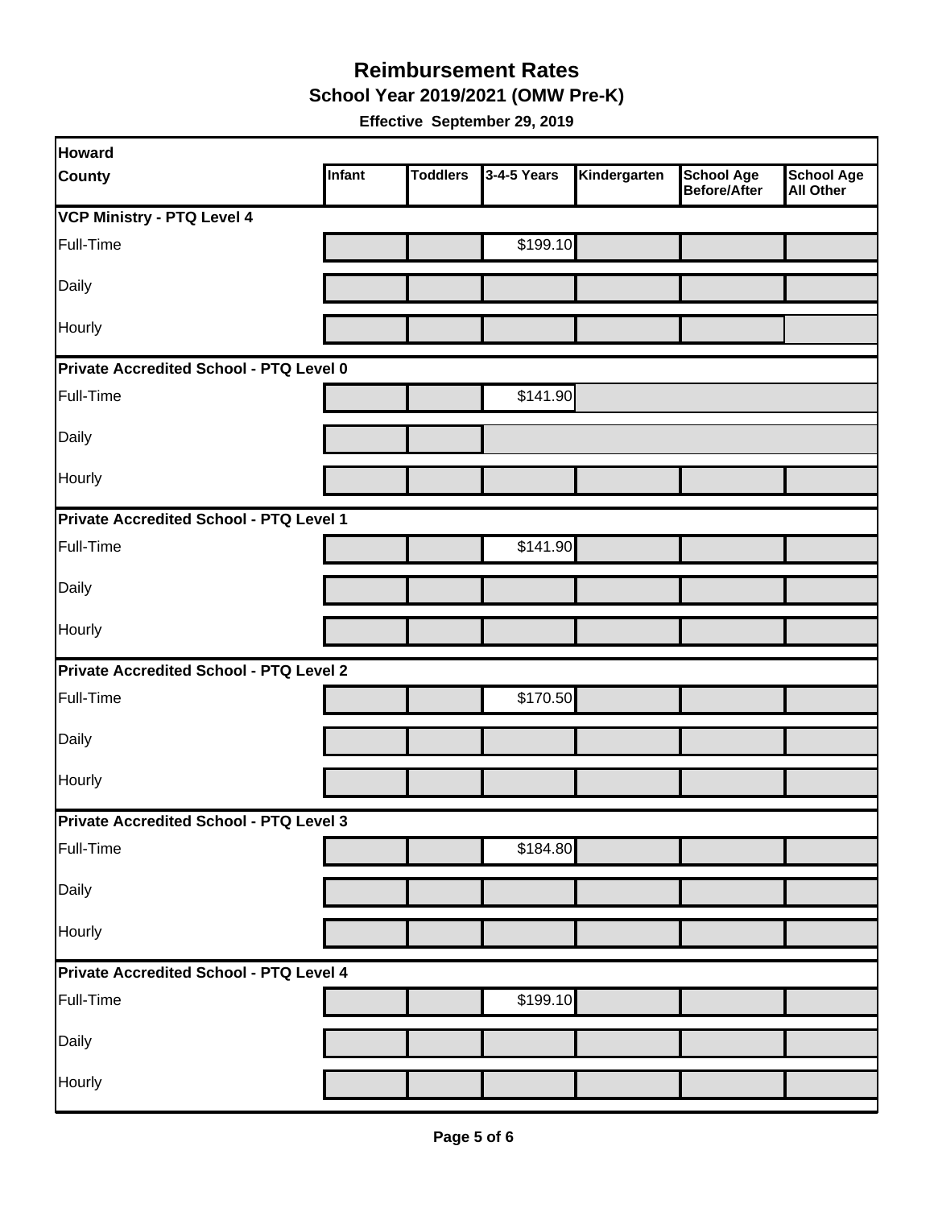# Reimbursement Rates

## School Year 2019/2021 (OMW Pre-K)

**Effective September 29, 2019**

| Howard<br>County | Infant | Toddlers | 3-4-5 Years | Kindergarten | School Age Before/After | School Age All Other |
|---|---|---|---|---|---|---|
| **VCP Ministry - PTQ Level 4** | | | | | | |
| Full-Time | | | $199.10 | | | |
| Daily | | | | | | |
| Hourly | | | | | | |
| **Private Accredited School - PTQ Level 0** | | | | | | |
| Full-Time | | | $141.90 | | | |
| Daily | | | | | | |
| Hourly | | | | | | |
| **Private Accredited School - PTQ Level 1** | | | | | | |
| Full-Time | | | $141.90 | | | |
| Daily | | | | | | |
| Hourly | | | | | | |
| **Private Accredited School - PTQ Level 2** | | | | | | |
| Full-Time | | | $170.50 | | | |
| Daily | | | | | | |
| Hourly | | | | | | |
| **Private Accredited School - PTQ Level 3** | | | | | | |
| Full-Time | | | $184.80 | | | |
| Daily | | | | | | |
| Hourly | | | | | | |
| **Private Accredited School - PTQ Level 4** | | | | | | |
| Full-Time | | | $199.10 | | | |
| Daily | | | | | | |
| Hourly | | | | | | |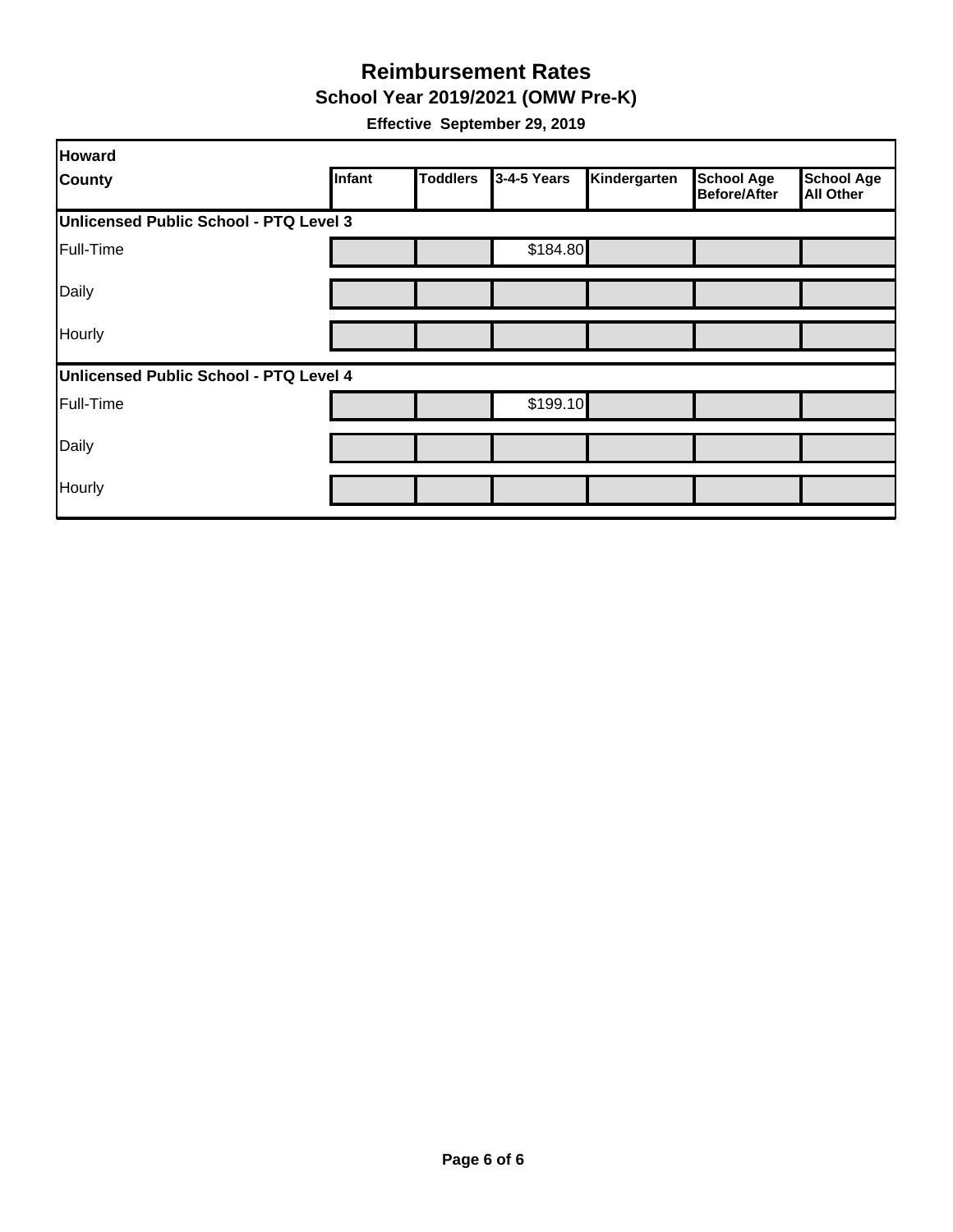# Reimbursement Rates

## School Year 2019/2021 (OMW Pre-K)

**Effective September 29, 2019**

| Howard County | Infant | Toddlers | 3-4-5 Years | Kindergarten | School Age Before/After | School Age All Other |
|---|---|---|---|---|---|---|
| **Unlicensed Public School - PTQ Level 3** | | | | | | |
| Full-Time | | | $184.80 | | | |
| Daily | | | | | | |
| Hourly | | | | | | |
| **Unlicensed Public School - PTQ Level 4** | | | | | | |
| Full-Time | | | $199.10 | | | |
| Daily | | | | | | |
| Hourly | | | | | | |